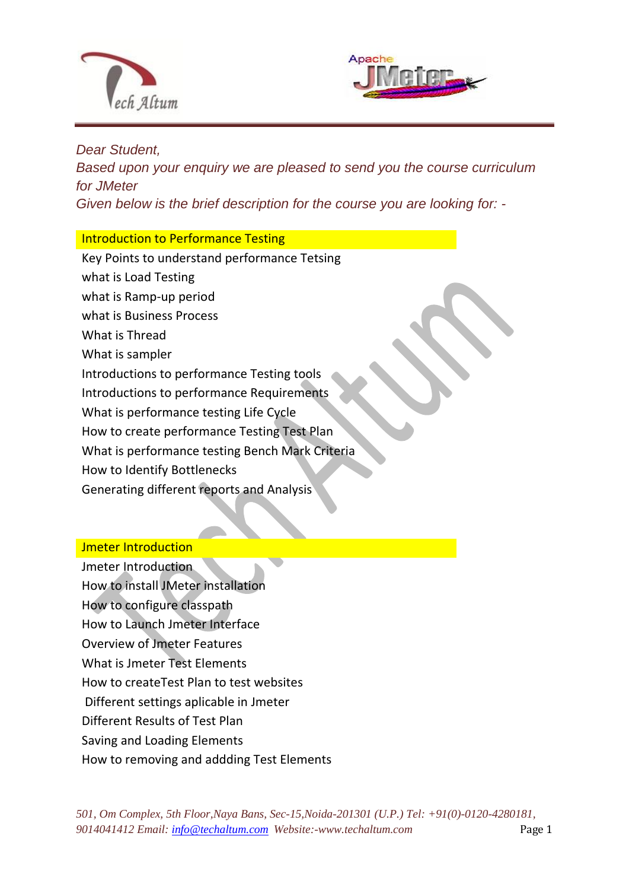*Dear Student,*
*Based upon your enquiry we are pleased to send you the course curriculum for JMeter*
*Given below is the brief description for the course you are looking for: -*

## Introduction to Performance Testing

- Key Points to understand performance Tetsing
- what is Load Testing
- what is Ramp-up period
- what is Business Process
- What is Thread
- What is sampler
- Introductions to performance Testing tools
- Introductions to performance Requirements
- What is performance testing Life Cycle
- How to create performance Testing Test Plan
- What is performance testing Bench Mark Criteria
- How to Identify Bottlenecks
- Generating different reports and Analysis

## Jmeter Introduction

- Jmeter Introduction
- How to install JMeter installation
- How to configure classpath
- How to Launch Jmeter Interface
- Overview of Jmeter Features
- What is Jmeter Test Elements
- How to createTest Plan to test websites
- Different settings aplicable in Jmeter
- Different Results of Test Plan
- Saving and Loading Elements
- How to removing and addding Test Elements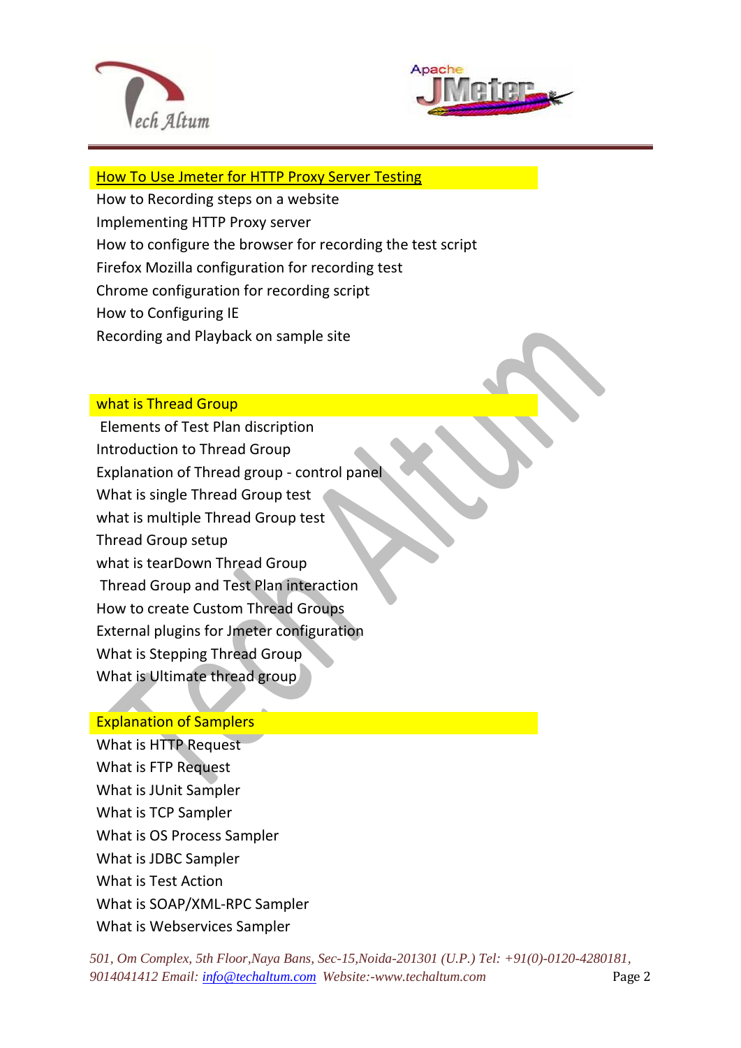## How To Use Jmeter for HTTP Proxy Server Testing

How to Recording steps on a website
Implementing HTTP Proxy server
How to configure the browser for recording the test script
Firefox Mozilla configuration for recording test
Chrome configuration for recording script
How to Configuring IE
Recording and Playback on sample site

## what is Thread Group

Elements of Test Plan discription
Introduction to Thread Group
Explanation of Thread group - control panel
What is single Thread Group test
what is multiple Thread Group test
Thread Group setup
what is tearDown Thread Group
Thread Group and Test Plan interaction
How to create Custom Thread Groups
External plugins for Jmeter configuration
What is Stepping Thread Group
What is Ultimate thread group

## Explanation of Samplers

What is HTTP Request
What is FTP Request
What is JUnit Sampler
What is TCP Sampler
What is OS Process Sampler
What is JDBC Sampler
What is Test Action
What is SOAP/XML-RPC Sampler
What is Webservices Sampler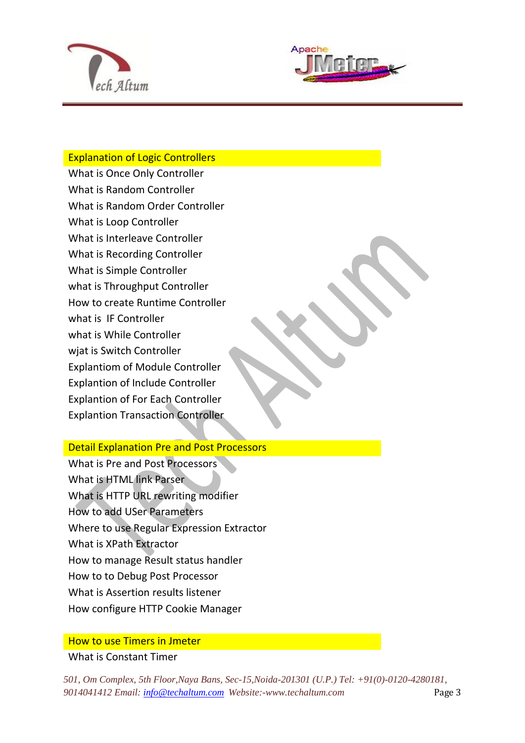## Explanation of Logic Controllers

What is Once Only Controller
What is Random Controller
What is Random Order Controller
What is Loop Controller
What is Interleave Controller
What is Recording Controller
What is Simple Controller
what is Throughput Controller
How to create Runtime Controller
what is  IF Controller
what is While Controller
wjat is Switch Controller
Explantiom of Module Controller
Explantion of Include Controller
Explantion of For Each Controller
Explantion Transaction Controller

## Detail Explanation Pre and Post Processors

What is Pre and Post Processors
What is HTML link Parser
What is HTTP URL rewriting modifier
How to add USer Parameters
Where to use Regular Expression Extractor
What is XPath Extractor
How to manage Result status handler
How to to Debug Post Processor
What is Assertion results listener
How configure HTTP Cookie Manager

## How to use Timers in Jmeter

What is Constant Timer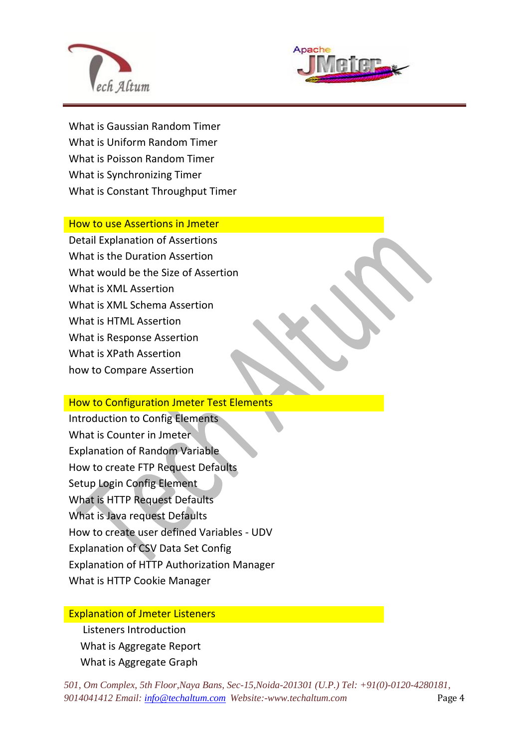What is Gaussian Random Timer
What is Uniform Random Timer
What is Poisson Random Timer
What is Synchronizing Timer
What is Constant Throughput Timer

## How to use Assertions in Jmeter

Detail Explanation of Assertions
What is the Duration Assertion
What would be the Size of Assertion
What is XML Assertion
What is XML Schema Assertion
What is HTML Assertion
What is Response Assertion
What is XPath Assertion
how to Compare Assertion

## How to Configuration Jmeter Test Elements

Introduction to Config Elements
What is Counter in Jmeter
Explanation of Random Variable
How to create FTP Request Defaults
Setup Login Config Element
What is HTTP Request Defaults
What is Java request Defaults
How to create user defined Variables - UDV
Explanation of CSV Data Set Config
Explanation of HTTP Authorization Manager
What is HTTP Cookie Manager

## Explanation of Jmeter Listeners

Listeners Introduction
What is Aggregate Report
What is Aggregate Graph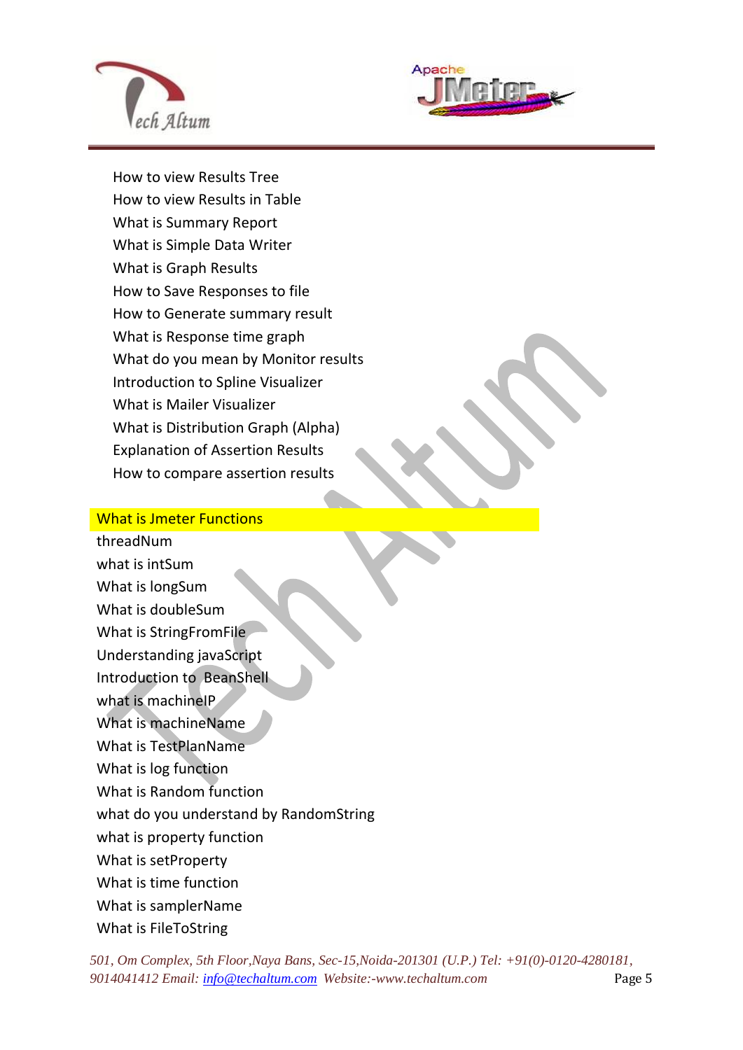- How to view Results Tree
- How to view Results in Table
- What is Summary Report
- What is Simple Data Writer
- What is Graph Results
- How to Save Responses to file
- How to Generate summary result
- What is Response time graph
- What do you mean by Monitor results
- Introduction to Spline Visualizer
- What is Mailer Visualizer
- What is Distribution Graph (Alpha)
- Explanation of Assertion Results
- How to compare assertion results

## What is Jmeter Functions

- threadNum
- what is intSum
- What is longSum
- What is doubleSum
- What is StringFromFile
- Understanding javaScript
- Introduction to BeanShell
- what is machineIP
- What is machineName
- What is TestPlanName
- What is log function
- What is Random function
- what do you understand by RandomString
- what is property function
- What is setProperty
- What is time function
- What is samplerName
- What is FileToString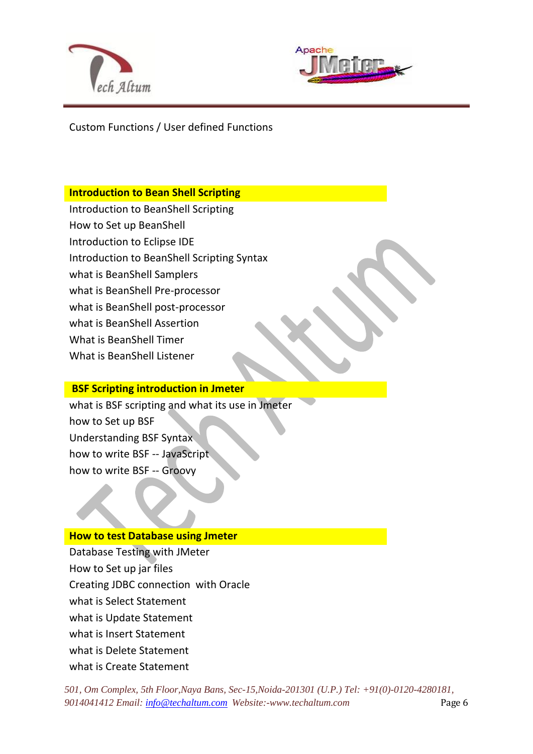Custom Functions / User defined Functions

**Introduction to Bean Shell Scripting**

Introduction to BeanShell Scripting
How to Set up BeanShell
Introduction to Eclipse IDE
Introduction to BeanShell Scripting Syntax
what is BeanShell Samplers
what is BeanShell Pre-processor
what is BeanShell post-processor
what is BeanShell Assertion
What is BeanShell Timer
What is BeanShell Listener

**BSF Scripting introduction in Jmeter**

what is BSF scripting and what its use in Jmeter
how to Set up BSF
Understanding BSF Syntax
how to write BSF -- JavaScript
how to write BSF -- Groovy

**How to test Database using Jmeter**

Database Testing with JMeter
How to Set up jar files
Creating JDBC connection with Oracle
what is Select Statement
what is Update Statement
what is Insert Statement
what is Delete Statement
what is Create Statement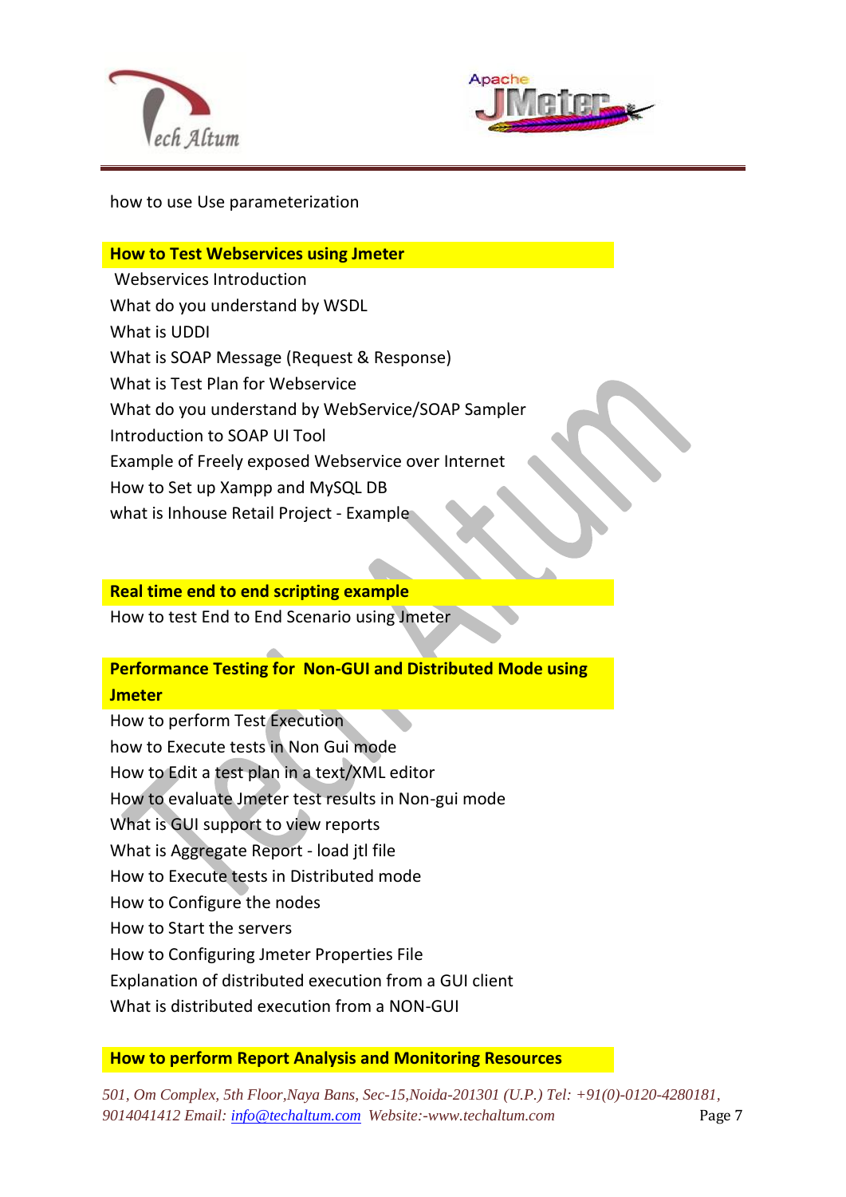how to use Use parameterization

**How to Test Webservices using Jmeter**

Webservices Introduction
What do you understand by WSDL
What is UDDI
What is SOAP Message (Request & Response)
What is Test Plan for Webservice
What do you understand by WebService/SOAP Sampler
Introduction to SOAP UI Tool
Example of Freely exposed Webservice over Internet
How to Set up Xampp and MySQL DB
what is Inhouse Retail Project - Example

**Real time end to end scripting example**

How to test End to End Scenario using Jmeter

**Performance Testing for Non-GUI and Distributed Mode using Jmeter**

How to perform Test Execution
how to Execute tests in Non Gui mode
How to Edit a test plan in a text/XML editor
How to evaluate Jmeter test results in Non-gui mode
What is GUI support to view reports
What is Aggregate Report - load jtl file
How to Execute tests in Distributed mode
How to Configure the nodes
How to Start the servers
How to Configuring Jmeter Properties File
Explanation of distributed execution from a GUI client
What is distributed execution from a NON-GUI

**How to perform Report Analysis and Monitoring Resources**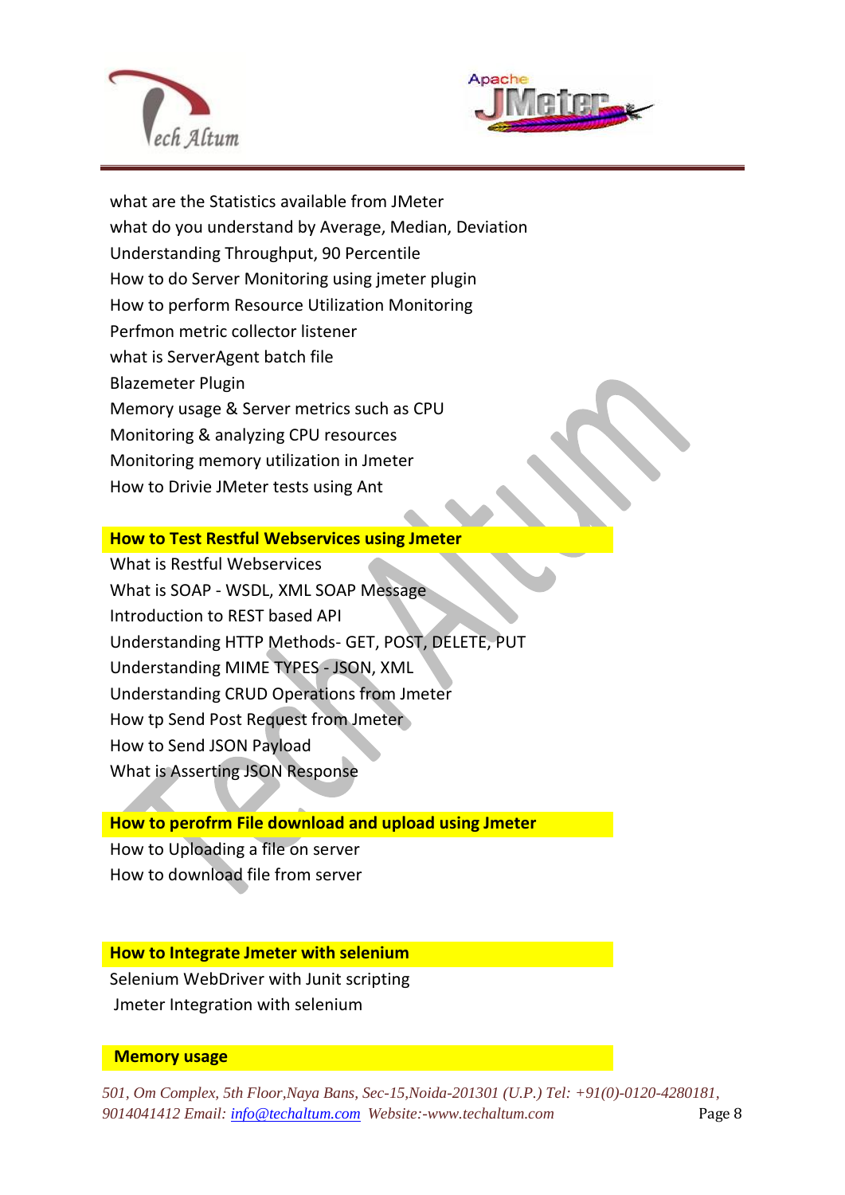what are the Statistics available from JMeter
what do you understand by Average, Median, Deviation
Understanding Throughput, 90 Percentile
How to do Server Monitoring using jmeter plugin
How to perform Resource Utilization Monitoring
Perfmon metric collector listener
what is ServerAgent batch file
Blazemeter Plugin
Memory usage & Server metrics such as CPU
Monitoring & analyzing CPU resources
Monitoring memory utilization in Jmeter
How to Drivie JMeter tests using Ant

**How to Test Restful Webservices using Jmeter**

What is Restful Webservices
What is SOAP - WSDL, XML SOAP Message
Introduction to REST based API
Understanding HTTP Methods- GET, POST, DELETE, PUT
Understanding MIME TYPES - JSON, XML
Understanding CRUD Operations from Jmeter
How tp Send Post Request from Jmeter
How to Send JSON Payload
What is Asserting JSON Response

**How to perofrm File download and upload using Jmeter**

How to Uploading a file on server
How to download file from server

**How to Integrate Jmeter with selenium**

Selenium WebDriver with Junit scripting
Jmeter Integration with selenium

**Memory usage**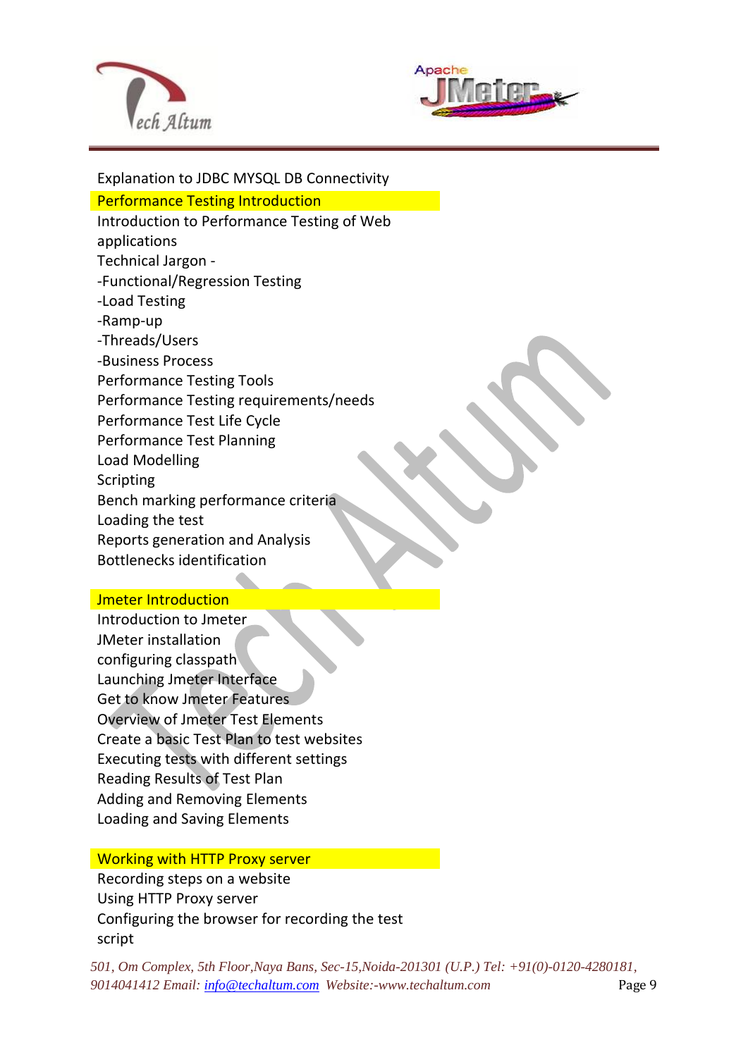Explanation to JDBC MYSQL DB Connectivity

## Performance Testing Introduction

Introduction to Performance Testing of Web applications
Technical Jargon -
-Functional/Regression Testing
-Load Testing
-Ramp-up
-Threads/Users
-Business Process
Performance Testing Tools
Performance Testing requirements/needs
Performance Test Life Cycle
Performance Test Planning
Load Modelling
Scripting
Bench marking performance criteria
Loading the test
Reports generation and Analysis
Bottlenecks identification

## Jmeter Introduction

Introduction to Jmeter
JMeter installation
configuring classpath
Launching Jmeter Interface
Get to know Jmeter Features
Overview of Jmeter Test Elements
Create a basic Test Plan to test websites
Executing tests with different settings
Reading Results of Test Plan
Adding and Removing Elements
Loading and Saving Elements

## Working with HTTP Proxy server

Recording steps on a website
Using HTTP Proxy server
Configuring the browser for recording the test script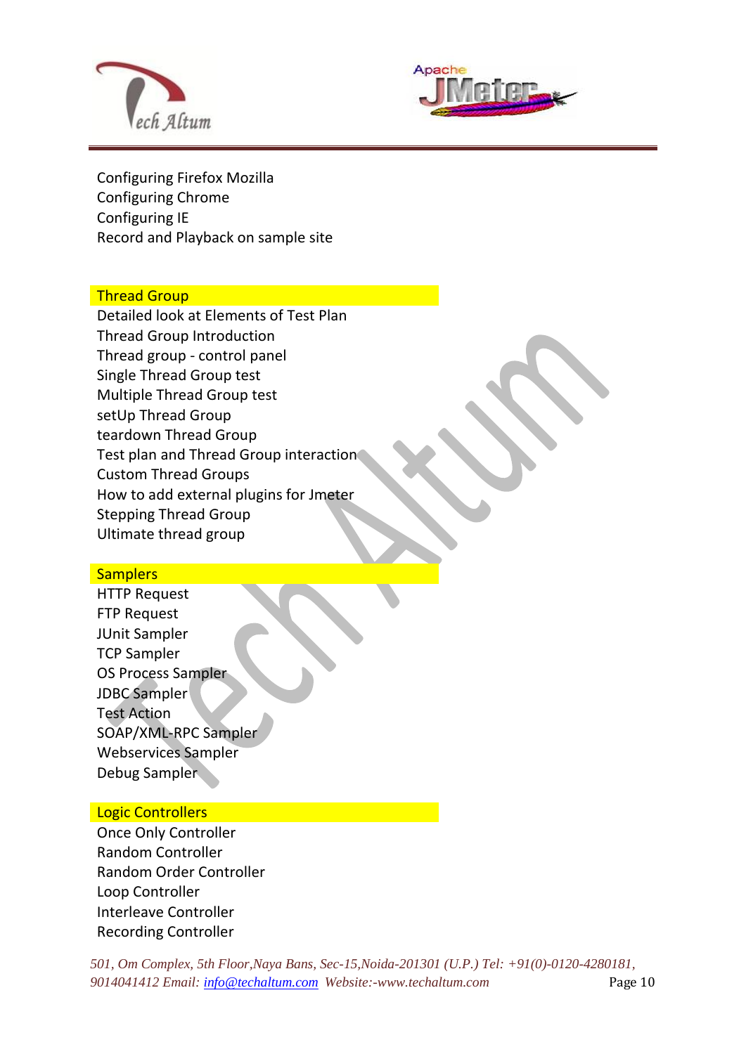Configuring Firefox Mozilla
Configuring Chrome
Configuring IE
Record and Playback on sample site

## Thread Group

Detailed look at Elements of Test Plan
Thread Group Introduction
Thread group - control panel
Single Thread Group test
Multiple Thread Group test
setUp Thread Group
teardown Thread Group
Test plan and Thread Group interaction
Custom Thread Groups
How to add external plugins for Jmeter
Stepping Thread Group
Ultimate thread group

## Samplers

HTTP Request
FTP Request
JUnit Sampler
TCP Sampler
OS Process Sampler
JDBC Sampler
Test Action
SOAP/XML-RPC Sampler
Webservices Sampler
Debug Sampler

## Logic Controllers

Once Only Controller
Random Controller
Random Order Controller
Loop Controller
Interleave Controller
Recording Controller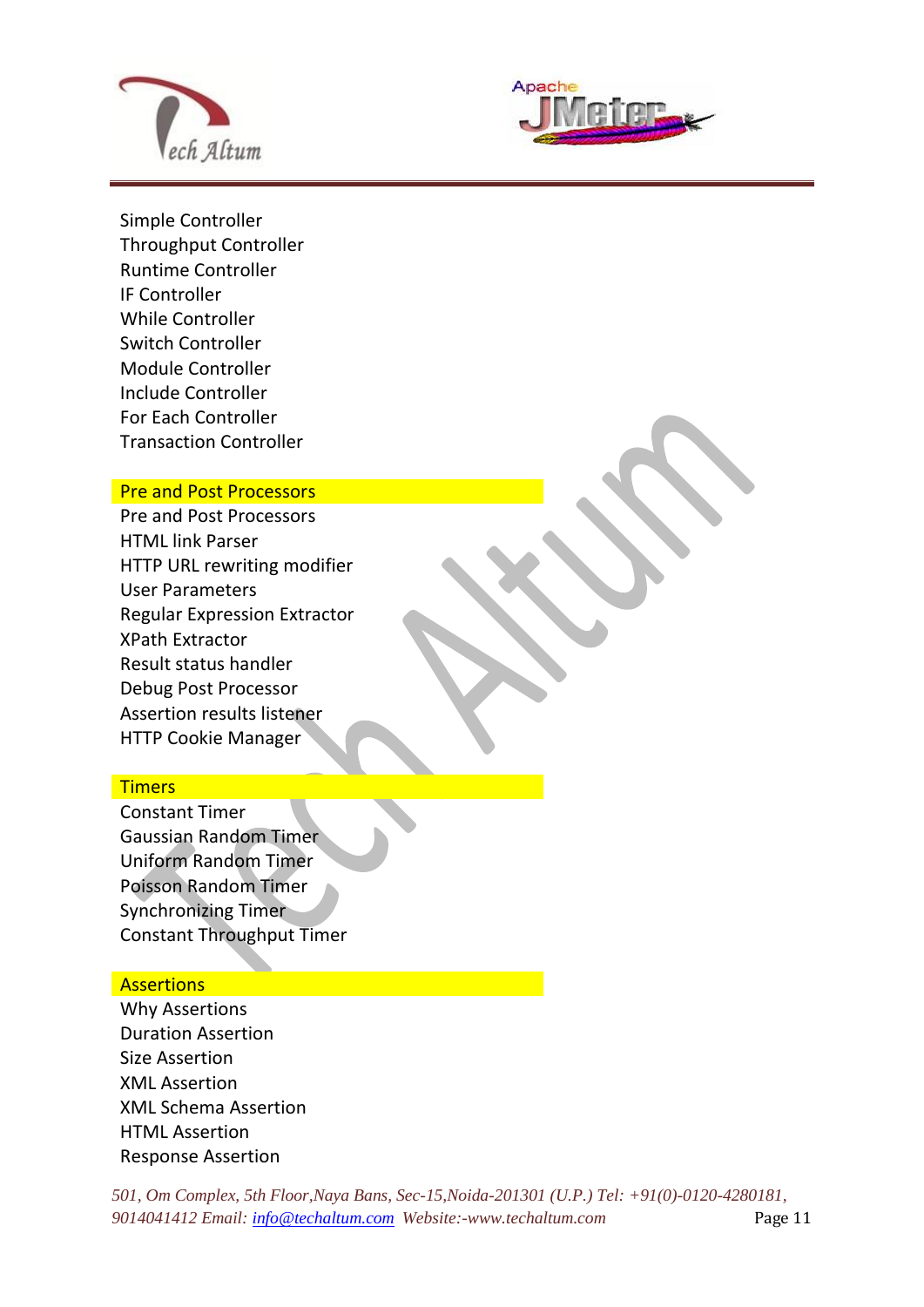Simple Controller
Throughput Controller
Runtime Controller
IF Controller
While Controller
Switch Controller
Module Controller
Include Controller
For Each Controller
Transaction Controller

## Pre and Post Processors

Pre and Post Processors
HTML link Parser
HTTP URL rewriting modifier
User Parameters
Regular Expression Extractor
XPath Extractor
Result status handler
Debug Post Processor
Assertion results listener
HTTP Cookie Manager

## Timers

Constant Timer
Gaussian Random Timer
Uniform Random Timer
Poisson Random Timer
Synchronizing Timer
Constant Throughput Timer

## Assertions

Why Assertions
Duration Assertion
Size Assertion
XML Assertion
XML Schema Assertion
HTML Assertion
Response Assertion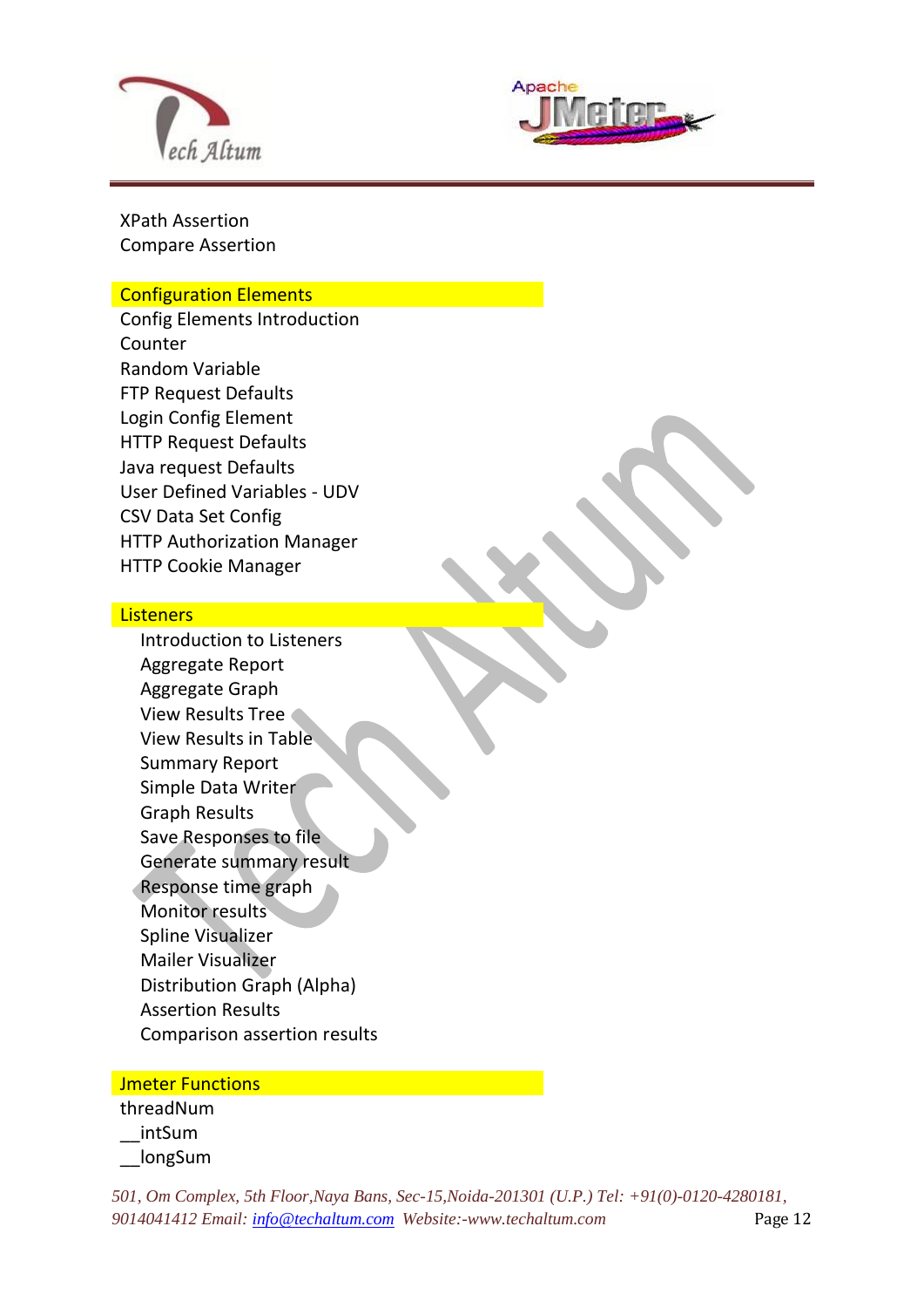XPath Assertion
Compare Assertion

## Configuration Elements

Config Elements Introduction
Counter
Random Variable
FTP Request Defaults
Login Config Element
HTTP Request Defaults
Java request Defaults
User Defined Variables - UDV
CSV Data Set Config
HTTP Authorization Manager
HTTP Cookie Manager

## Listeners

- Introduction to Listeners
- Aggregate Report
- Aggregate Graph
- View Results Tree
- View Results in Table
- Summary Report
- Simple Data Writer
- Graph Results
- Save Responses to file
- Generate summary result
- Response time graph
- Monitor results
- Spline Visualizer
- Mailer Visualizer
- Distribution Graph (Alpha)
- Assertion Results
- Comparison assertion results

## Jmeter Functions

threadNum
__intSum
__longSum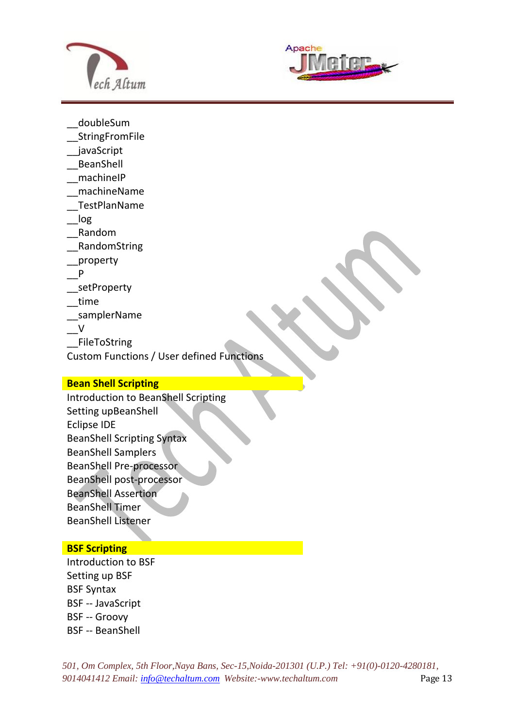__doubleSum
__StringFromFile
__javaScript
__BeanShell
__machineIP
__machineName
__TestPlanName
__log
__Random
__RandomString
__property
__P
__setProperty
__time
__samplerName
__V
__FileToString
Custom Functions / User defined Functions

**Bean Shell Scripting**

Introduction to BeanShell Scripting
Setting upBeanShell
Eclipse IDE
BeanShell Scripting Syntax
BeanShell Samplers
BeanShell Pre-processor
BeanShell post-processor
BeanShell Assertion
BeanShell Timer
BeanShell Listener

**BSF Scripting**

Introduction to BSF
Setting up BSF
BSF Syntax
BSF -- JavaScript
BSF -- Groovy
BSF -- BeanShell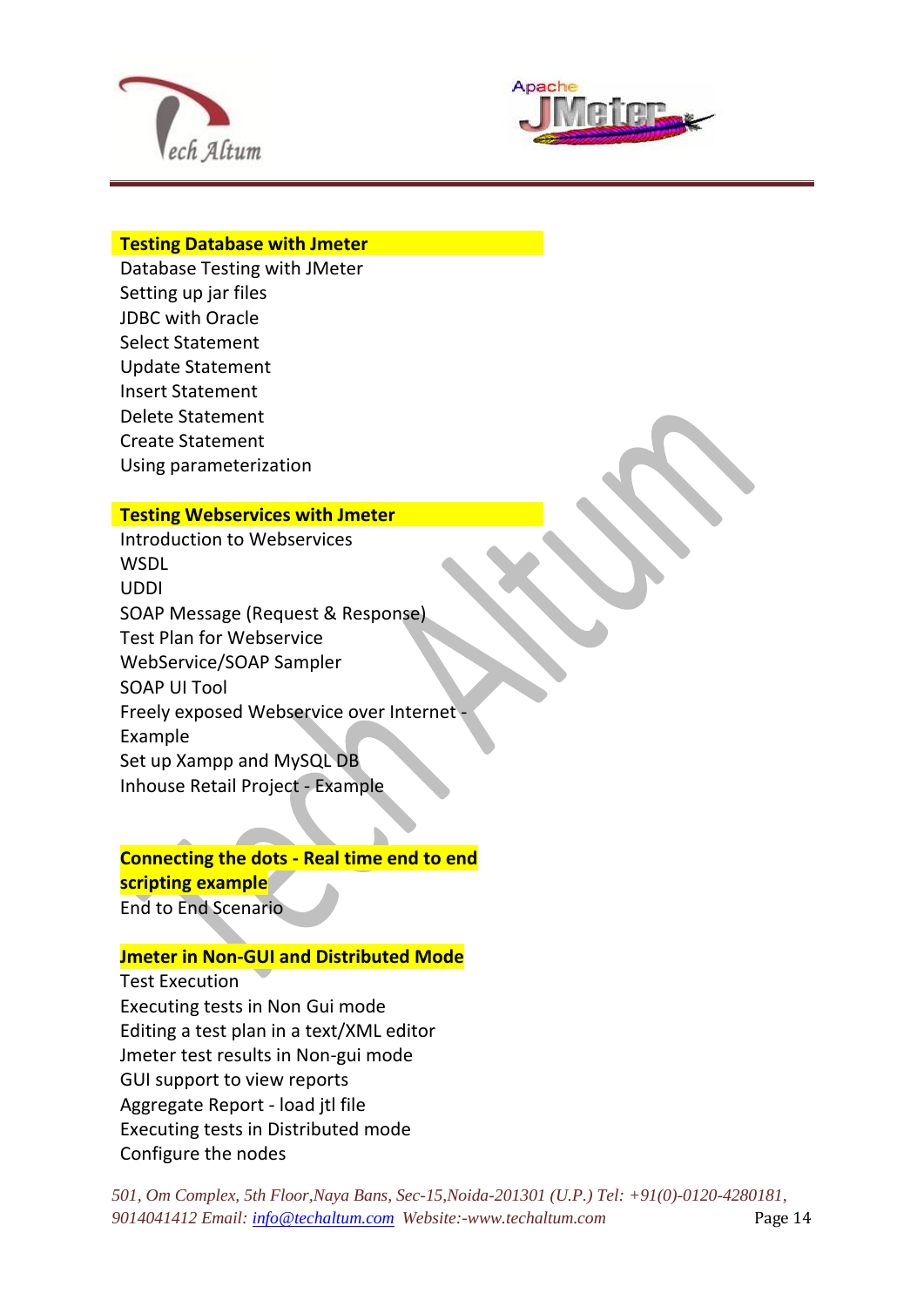**Testing Database with Jmeter**

Database Testing with JMeter
Setting up jar files
JDBC with Oracle
Select Statement
Update Statement
Insert Statement
Delete Statement
Create Statement
Using parameterization

**Testing Webservices with Jmeter**

Introduction to Webservices
WSDL
UDDI
SOAP Message (Request & Response)
Test Plan for Webservice
WebService/SOAP Sampler
SOAP UI Tool
Freely exposed Webservice over Internet - Example
Set up Xampp and MySQL DB
Inhouse Retail Project - Example

**Connecting the dots - Real time end to end scripting example**

End to End Scenario

**Jmeter in Non-GUI and Distributed Mode**

Test Execution
Executing tests in Non Gui mode
Editing a test plan in a text/XML editor
Jmeter test results in Non-gui mode
GUI support to view reports
Aggregate Report - load jtl file
Executing tests in Distributed mode
Configure the nodes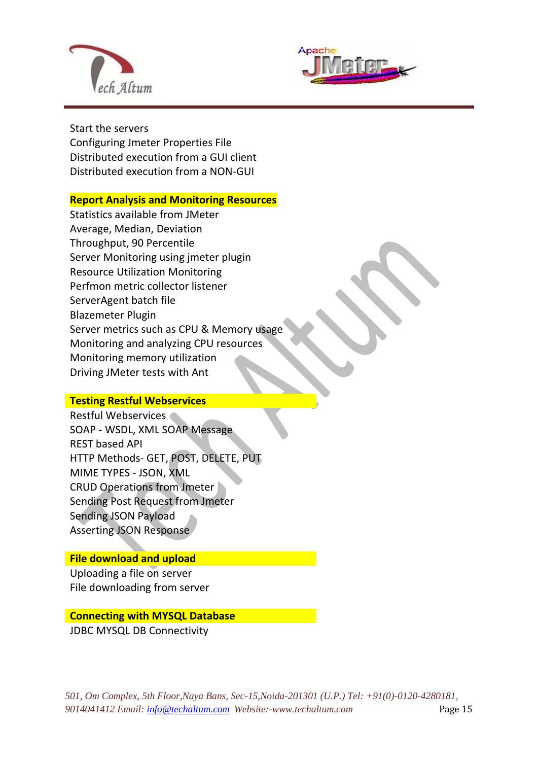Start the servers
Configuring Jmeter Properties File
Distributed execution from a GUI client
Distributed execution from a NON-GUI

**Report Analysis and Monitoring Resources**

Statistics available from JMeter
Average, Median, Deviation
Throughput, 90 Percentile
Server Monitoring using jmeter plugin
Resource Utilization Monitoring
Perfmon metric collector listener
ServerAgent batch file
Blazemeter Plugin
Server metrics such as CPU & Memory usage
Monitoring and analyzing CPU resources
Monitoring memory utilization
Driving JMeter tests with Ant

**Testing Restful Webservices**

Restful Webservices
SOAP - WSDL, XML SOAP Message
REST based API
HTTP Methods- GET, POST, DELETE, PUT
MIME TYPES - JSON, XML
CRUD Operations from Jmeter
Sending Post Request from Jmeter
Sending JSON Payload
Asserting JSON Response

**File download and upload**

Uploading a file on server
File downloading from server

**Connecting with MYSQL Database**

JDBC MYSQL DB Connectivity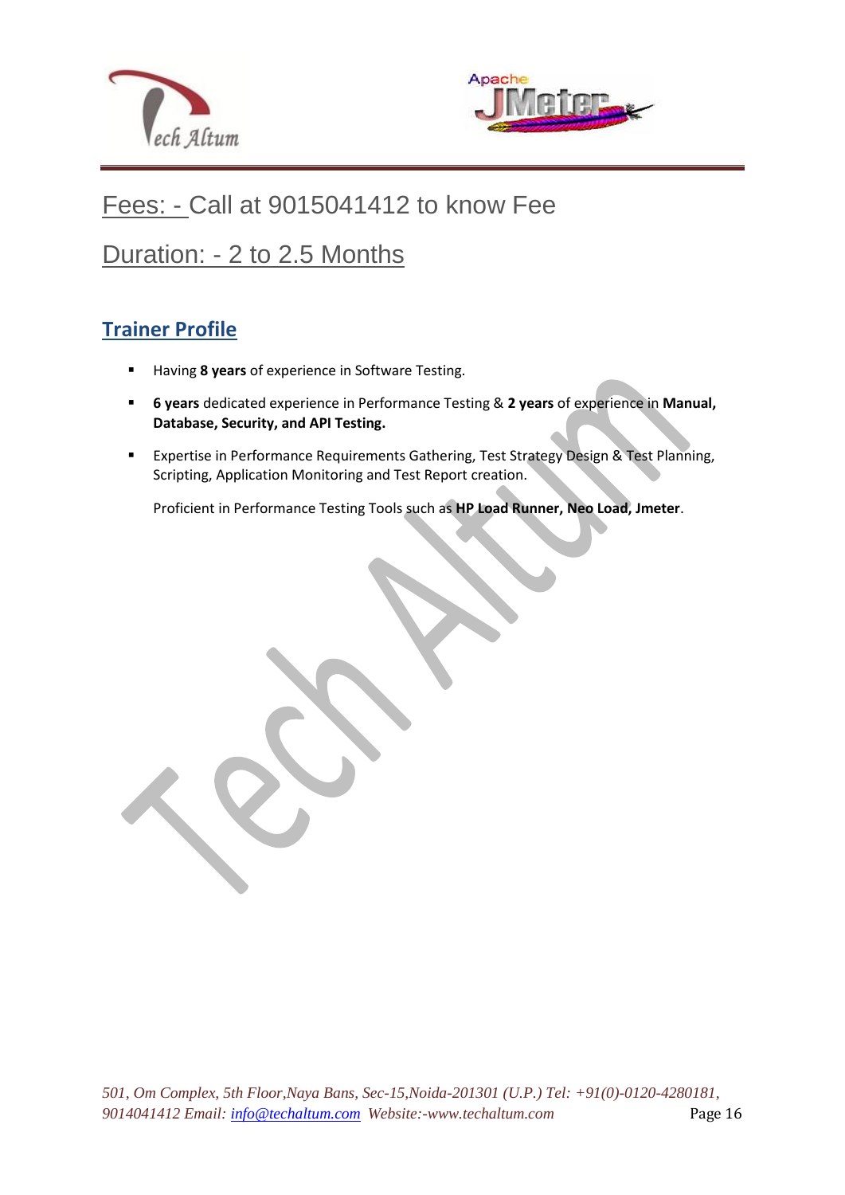Fees: - Call at 9015041412 to know Fee

Duration: - 2 to 2.5 Months

## Trainer Profile

- Having **8 years** of experience in Software Testing.
- **6 years** dedicated experience in Performance Testing & **2 years** of experience in **Manual, Database, Security, and API Testing.**
- Expertise in Performance Requirements Gathering, Test Strategy Design & Test Planning, Scripting, Application Monitoring and Test Report creation.

  Proficient in Performance Testing Tools such as **HP Load Runner, Neo Load, Jmeter**.